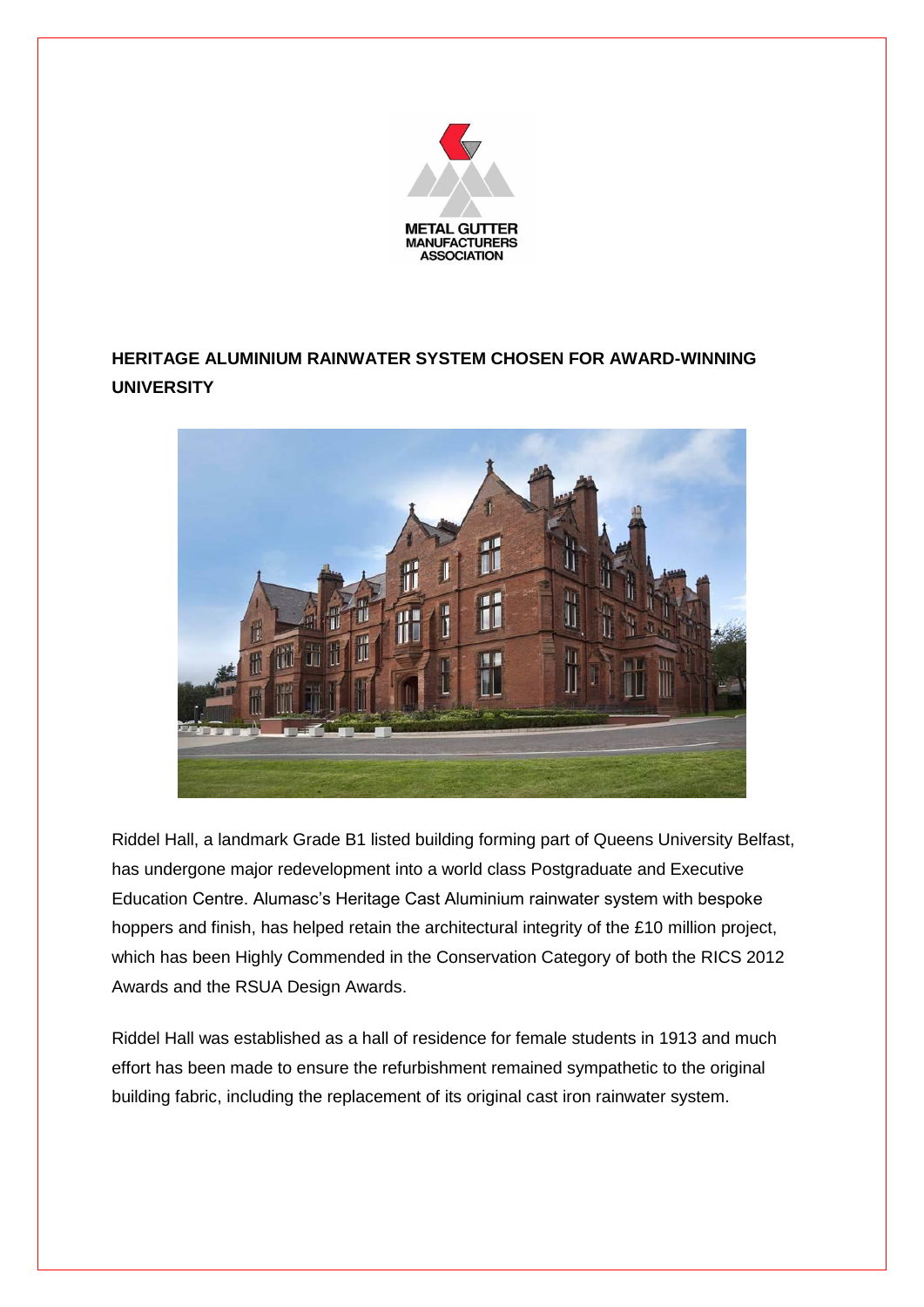METAL GUTTER MANUFACTURERS ASSOCIATION

## HERITAGE ALUMINIUM RAINWATER SYSTEM CHOSEN FOR AWARD-WINNING UNIVERSITY

Riddel Hall, a landmark Grade B1 listed building forming part of Queens University Belfast, has undergone major redevelopment into a world class Postgraduate and Executive Education Centre. Alumasc's Heritage Cast Aluminium rainwater system with bespoke hoppers and finish, has helped retain the architectural integrity of the £10 million project, which has been Highly Commended in the Conservation Category of both the RICS 2012 Awards and the RSUA Design Awards.

Riddel Hall was established as a hall of residence for female students in 1913 and much effort has been made to ensure the refurbishment remained sympathetic to the original building fabric, including the replacement of its original cast iron rainwater system.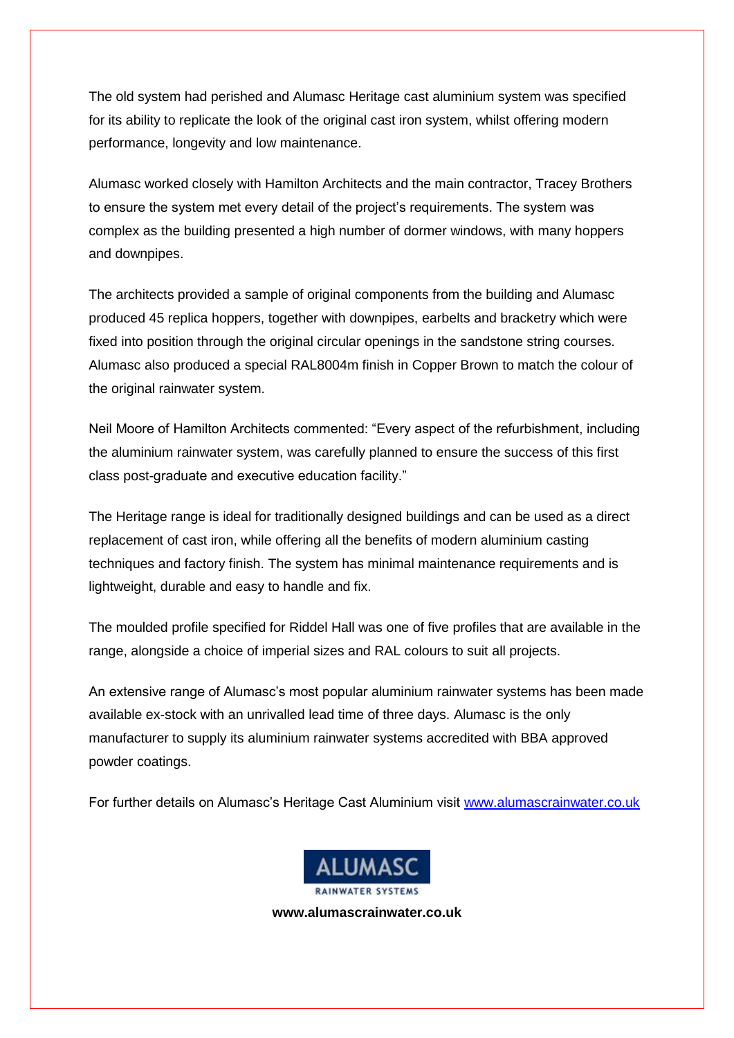The old system had perished and Alumasc Heritage cast aluminium system was specified for its ability to replicate the look of the original cast iron system, whilst offering modern performance, longevity and low maintenance.

Alumasc worked closely with Hamilton Architects and the main contractor, Tracey Brothers to ensure the system met every detail of the project's requirements. The system was complex as the building presented a high number of dormer windows, with many hoppers and downpipes.

The architects provided a sample of original components from the building and Alumasc produced 45 replica hoppers, together with downpipes, earbelts and bracketry which were fixed into position through the original circular openings in the sandstone string courses. Alumasc also produced a special RAL8004m finish in Copper Brown to match the colour of the original rainwater system.

Neil Moore of Hamilton Architects commented: "Every aspect of the refurbishment, including the aluminium rainwater system, was carefully planned to ensure the success of this first class post-graduate and executive education facility."

The Heritage range is ideal for traditionally designed buildings and can be used as a direct replacement of cast iron, while offering all the benefits of modern aluminium casting techniques and factory finish. The system has minimal maintenance requirements and is lightweight, durable and easy to handle and fix.

The moulded profile specified for Riddel Hall was one of five profiles that are available in the range, alongside a choice of imperial sizes and RAL colours to suit all projects.

An extensive range of Alumasc's most popular aluminium rainwater systems has been made available ex-stock with an unrivalled lead time of three days. Alumasc is the only manufacturer to supply its aluminium rainwater systems accredited with BBA approved powder coatings.

For further details on Alumasc's Heritage Cast Aluminium visit [www.alumascrainwater.co.uk](www.alumascrainwater.co.uk)

ALUMASC
RAINWATER SYSTEMS

**www.alumascrainwater.co.uk**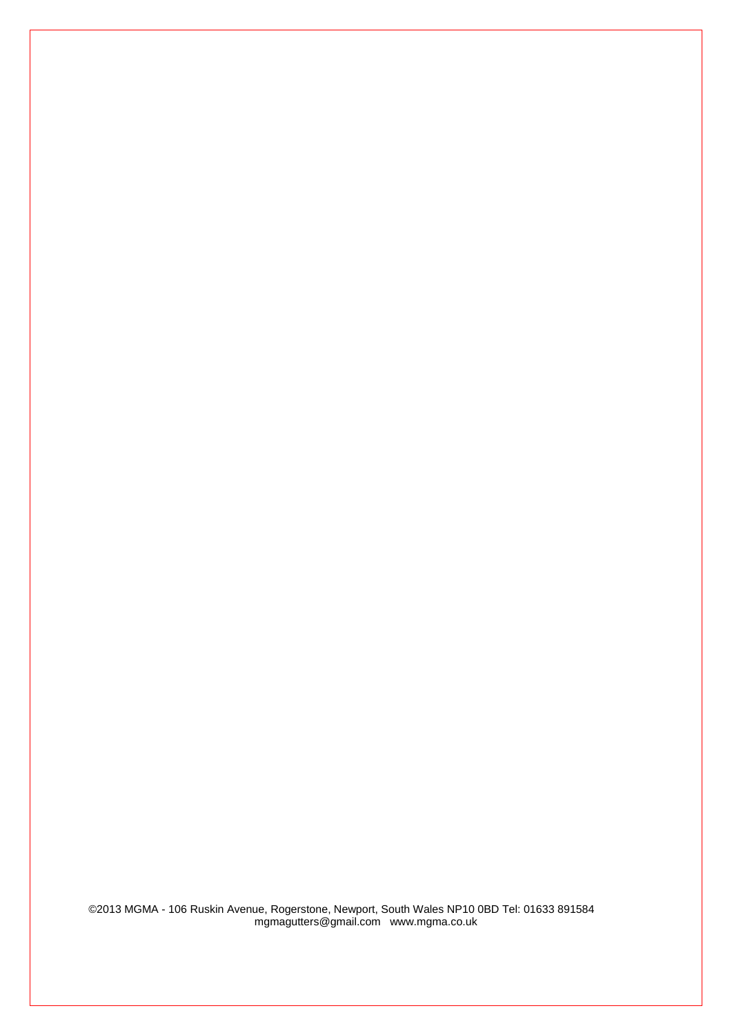©2013 MGMA - 106 Ruskin Avenue, Rogerstone, Newport, South Wales NP10 0BD Tel: 01633 891584
mgmagutters@gmail.com www.mgma.co.uk